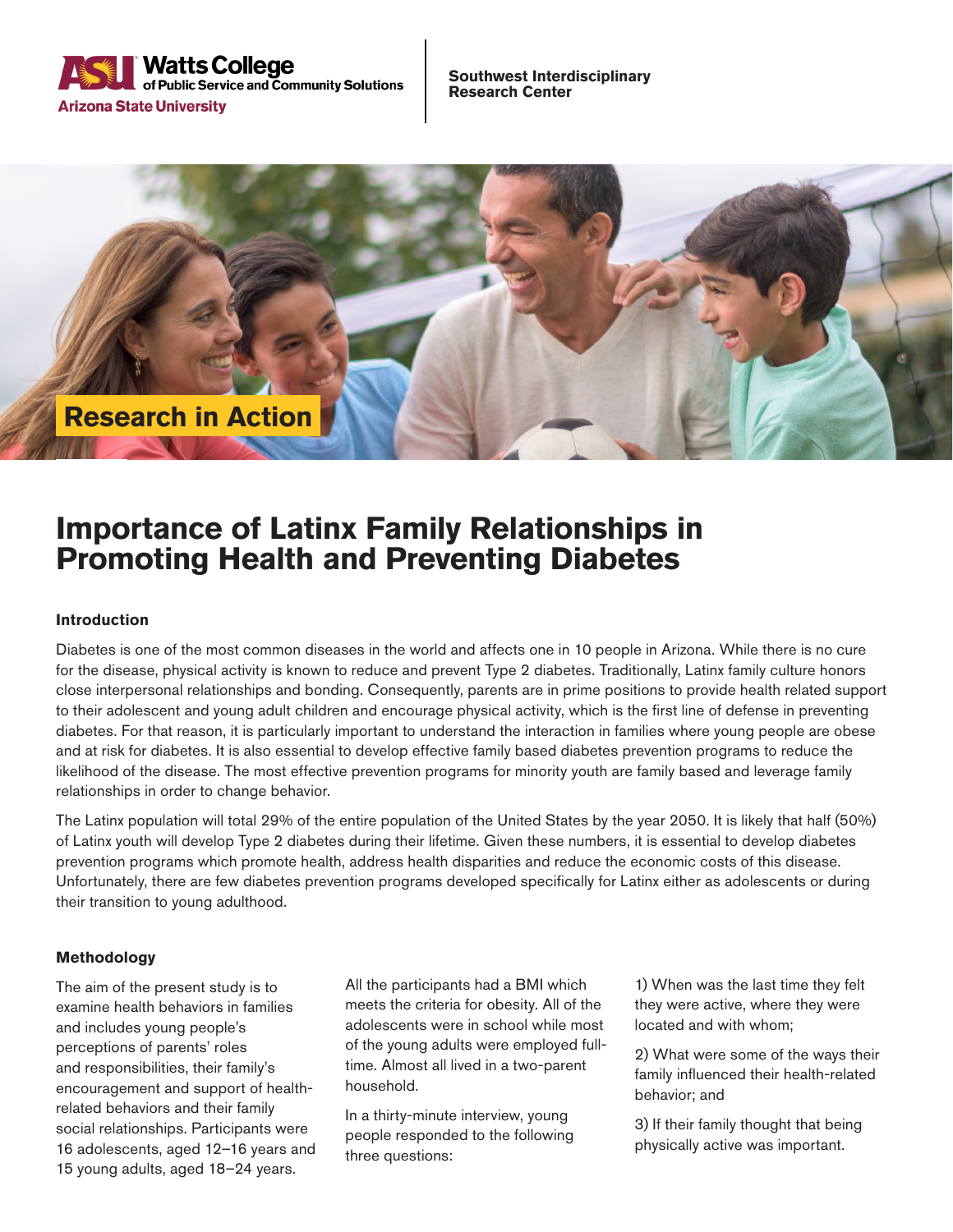Watts College of Public Service and Community Solutions
Arizona State University

Southwest Interdisciplinary Research Center

Research in Action

# Importance of Latinx Family Relationships in Promoting Health and Preventing Diabetes

### Introduction

Diabetes is one of the most common diseases in the world and affects one in 10 people in Arizona. While there is no cure for the disease, physical activity is known to reduce and prevent Type 2 diabetes. Traditionally, Latinx family culture honors close interpersonal relationships and bonding. Consequently, parents are in prime positions to provide health related support to their adolescent and young adult children and encourage physical activity, which is the first line of defense in preventing diabetes. For that reason, it is particularly important to understand the interaction in families where young people are obese and at risk for diabetes. It is also essential to develop effective family based diabetes prevention programs to reduce the likelihood of the disease. The most effective prevention programs for minority youth are family based and leverage family relationships in order to change behavior.

The Latinx population will total 29% of the entire population of the United States by the year 2050. It is likely that half (50%) of Latinx youth will develop Type 2 diabetes during their lifetime. Given these numbers, it is essential to develop diabetes prevention programs which promote health, address health disparities and reduce the economic costs of this disease. Unfortunately, there are few diabetes prevention programs developed specifically for Latinx either as adolescents or during their transition to young adulthood.

### Methodology

The aim of the present study is to examine health behaviors in families and includes young people's perceptions of parents' roles and responsibilities, their family's encouragement and support of health-related behaviors and their family social relationships. Participants were 16 adolescents, aged 12–16 years and 15 young adults, aged 18–24 years.

All the participants had a BMI which meets the criteria for obesity. All of the adolescents were in school while most of the young adults were employed full-time. Almost all lived in a two-parent household.

In a thirty-minute interview, young people responded to the following three questions:

1) When was the last time they felt they were active, where they were located and with whom;

2) What were some of the ways their family influenced their health-related behavior; and

3) If their family thought that being physically active was important.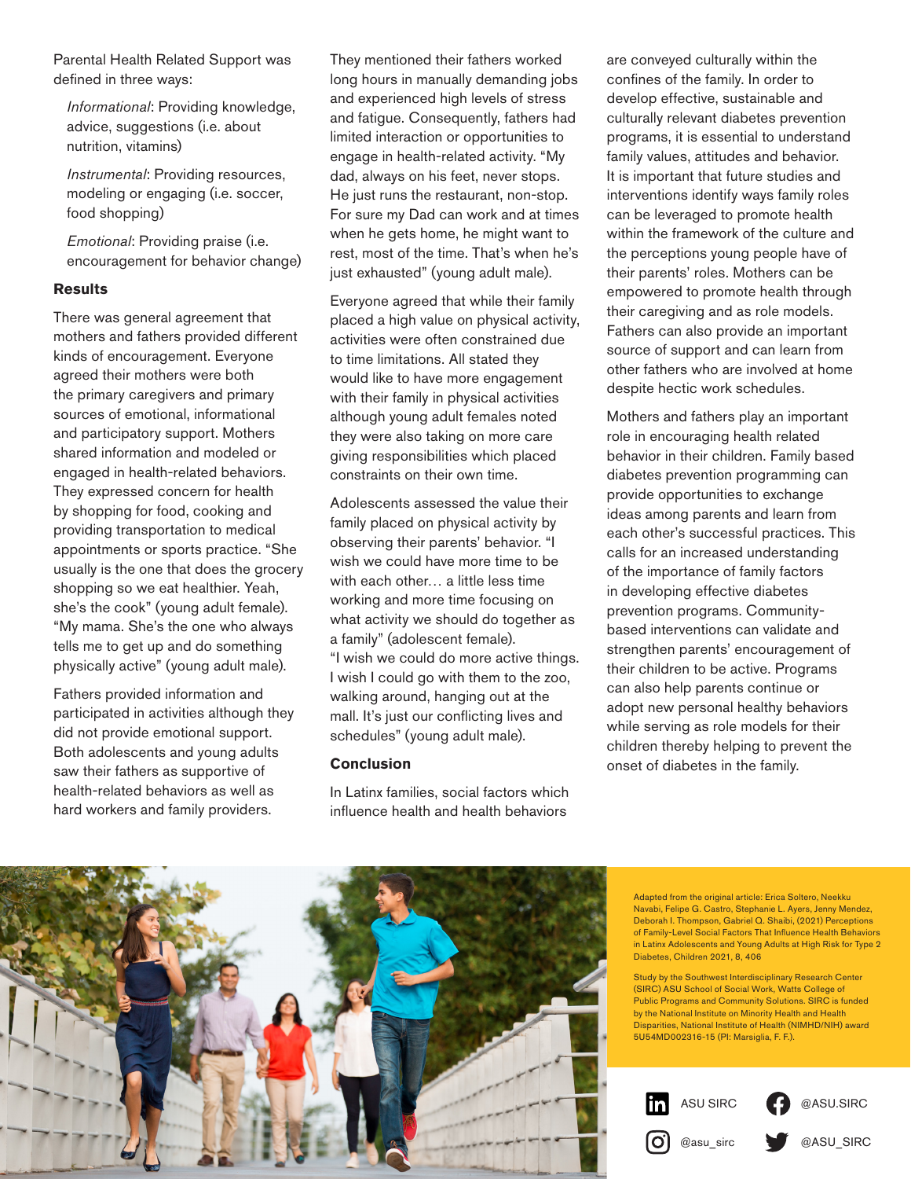Parental Health Related Support was defined in three ways:

- *Informational*: Providing knowledge, advice, suggestions (i.e. about nutrition, vitamins)
- *Instrumental*: Providing resources, modeling or engaging (i.e. soccer, food shopping)
- *Emotional*: Providing praise (i.e. encouragement for behavior change)

**Results**

There was general agreement that mothers and fathers provided different kinds of encouragement. Everyone agreed their mothers were both the primary caregivers and primary sources of emotional, informational and participatory support. Mothers shared information and modeled or engaged in health-related behaviors. They expressed concern for health by shopping for food, cooking and providing transportation to medical appointments or sports practice. "She usually is the one that does the grocery shopping so we eat healthier. Yeah, she's the cook" (young adult female). "My mama. She's the one who always tells me to get up and do something physically active" (young adult male).

Fathers provided information and participated in activities although they did not provide emotional support. Both adolescents and young adults saw their fathers as supportive of health-related behaviors as well as hard workers and family providers. They mentioned their fathers worked long hours in manually demanding jobs and experienced high levels of stress and fatigue. Consequently, fathers had limited interaction or opportunities to engage in health-related activity. "My dad, always on his feet, never stops. He just runs the restaurant, non-stop. For sure my Dad can work and at times when he gets home, he might want to rest, most of the time. That's when he's just exhausted" (young adult male).

Everyone agreed that while their family placed a high value on physical activity, activities were often constrained due to time limitations. All stated they would like to have more engagement with their family in physical activities although young adult females noted they were also taking on more care giving responsibilities which placed constraints on their own time.

Adolescents assessed the value their family placed on physical activity by observing their parents' behavior. "I wish we could have more time to be with each other… a little less time working and more time focusing on what activity we should do together as a family" (adolescent female). "I wish we could do more active things. I wish I could go with them to the zoo, walking around, hanging out at the mall. It's just our conflicting lives and schedules" (young adult male).

**Conclusion**

In Latinx families, social factors which influence health and health behaviors are conveyed culturally within the confines of the family. In order to develop effective, sustainable and culturally relevant diabetes prevention programs, it is essential to understand family values, attitudes and behavior. It is important that future studies and interventions identify ways family roles can be leveraged to promote health within the framework of the culture and the perceptions young people have of their parents' roles. Mothers can be empowered to promote health through their caregiving and as role models. Fathers can also provide an important source of support and can learn from other fathers who are involved at home despite hectic work schedules.

Mothers and fathers play an important role in encouraging health related behavior in their children. Family based diabetes prevention programming can provide opportunities to exchange ideas among parents and learn from each other's successful practices. This calls for an increased understanding of the importance of family factors in developing effective diabetes prevention programs. Community-based interventions can validate and strengthen parents' encouragement of their children to be active. Programs can also help parents continue or adopt new personal healthy behaviors while serving as role models for their children thereby helping to prevent the onset of diabetes in the family.

Adapted from the original article: Erica Soltero, Neekku Navabi, Felipe G. Castro, Stephanie L. Ayers, Jenny Mendez, Deborah I. Thompson, Gabriel Q. Shaibi, (2021) Perceptions of Family-Level Social Factors That Influence Health Behaviors in Latinx Adolescents and Young Adults at High Risk for Type 2 Diabetes, Children 2021, 8, 406

Study by the Southwest Interdisciplinary Research Center (SIRC) ASU School of Social Work, Watts College of Public Programs and Community Solutions. SIRC is funded by the National Institute on Minority Health and Health Disparities, National Institute of Health (NIMHD/NIH) award 5U54MD002316-15 (PI: Marsiglia, F. F.).

ASU SIRC | @ASU.SIRC | @asu_sirc | @ASU_SIRC